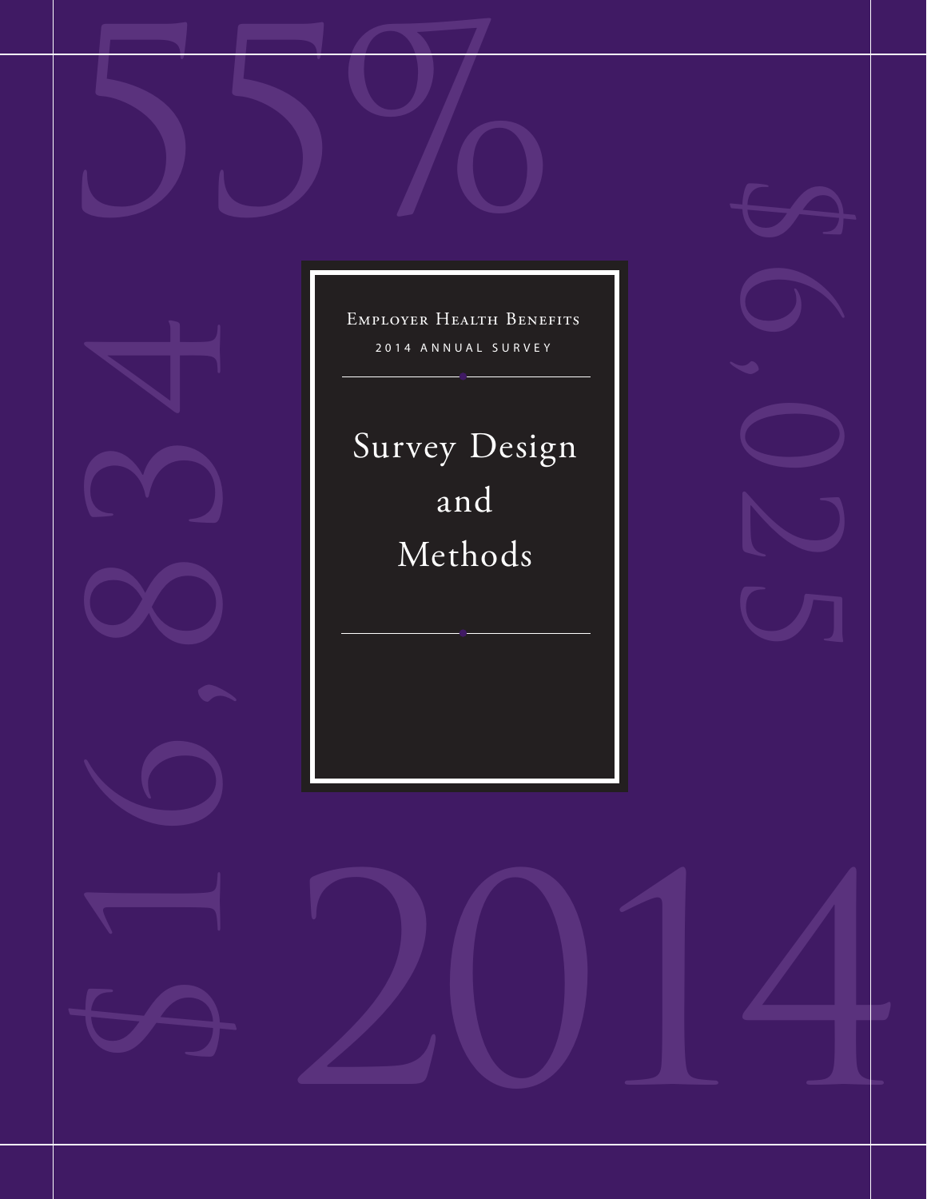Employer Health Benefits

2014 Annual Survey

# Survey Design and Methods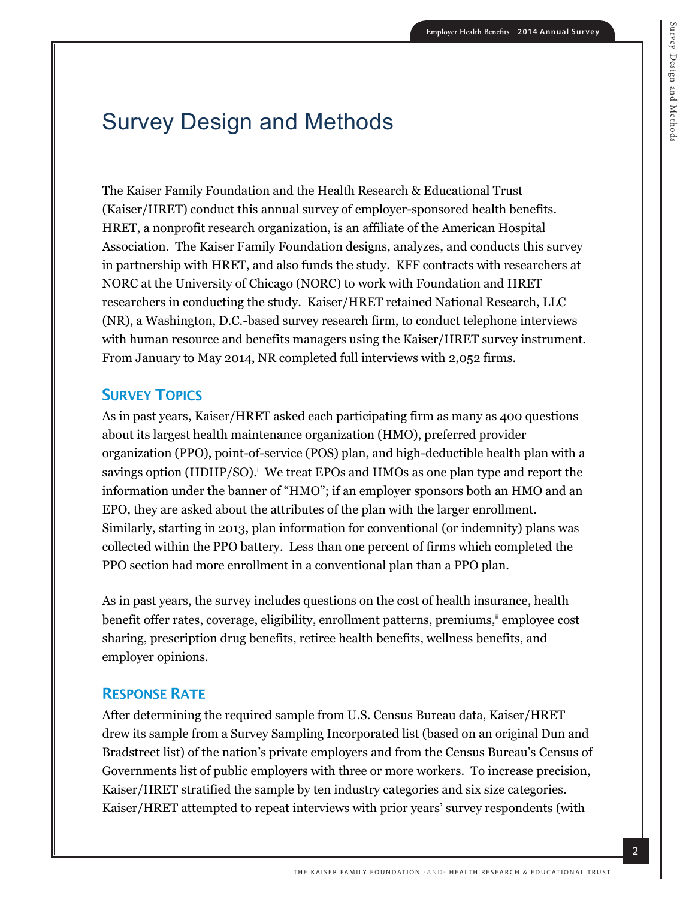# Survey Design and Methods

The Kaiser Family Foundation and the Health Research & Educational Trust (Kaiser/HRET) conduct this annual survey of employer-sponsored health benefits. HRET, a nonprofit research organization, is an affiliate of the American Hospital Association. The Kaiser Family Foundation designs, analyzes, and conducts this survey in partnership with HRET, and also funds the study. KFF contracts with researchers at NORC at the University of Chicago (NORC) to work with Foundation and HRET researchers in conducting the study. Kaiser/HRET retained National Research, LLC (NR), a Washington, D.C.-based survey research firm, to conduct telephone interviews with human resource and benefits managers using the Kaiser/HRET survey instrument. From January to May 2014, NR completed full interviews with 2,052 firms.

## Survey Topics

As in past years, Kaiser/HRET asked each participating firm as many as 400 questions about its largest health maintenance organization (HMO), preferred provider organization (PPO), point-of-service (POS) plan, and high-deductible health plan with a savings option (HDHP/SO).[i] We treat EPOs and HMOs as one plan type and report the information under the banner of "HMO"; if an employer sponsors both an HMO and an EPO, they are asked about the attributes of the plan with the larger enrollment. Similarly, starting in 2013, plan information for conventional (or indemnity) plans was collected within the PPO battery. Less than one percent of firms which completed the PPO section had more enrollment in a conventional plan than a PPO plan.

As in past years, the survey includes questions on the cost of health insurance, health benefit offer rates, coverage, eligibility, enrollment patterns, premiums,[ii] employee cost sharing, prescription drug benefits, retiree health benefits, wellness benefits, and employer opinions.

## Response Rate

After determining the required sample from U.S. Census Bureau data, Kaiser/HRET drew its sample from a Survey Sampling Incorporated list (based on an original Dun and Bradstreet list) of the nation's private employers and from the Census Bureau's Census of Governments list of public employers with three or more workers. To increase precision, Kaiser/HRET stratified the sample by ten industry categories and six size categories. Kaiser/HRET attempted to repeat interviews with prior years' survey respondents (with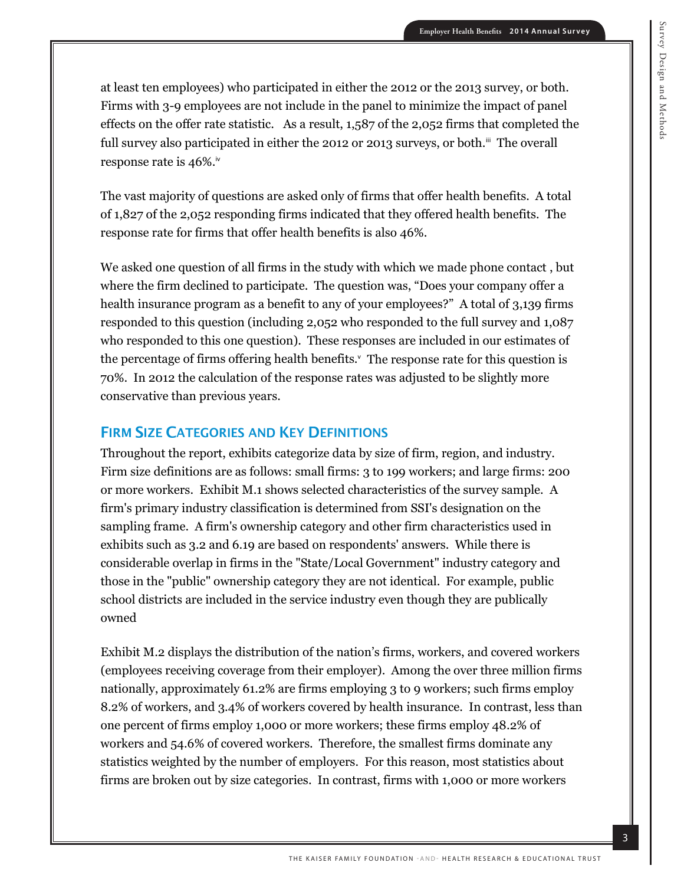at least ten employees) who participated in either the 2012 or the 2013 survey, or both. Firms with 3-9 employees are not include in the panel to minimize the impact of panel effects on the offer rate statistic. As a result, 1,587 of the 2,052 firms that completed the full survey also participated in either the 2012 or 2013 surveys, or both.[iii] The overall response rate is 46%.[iv]

The vast majority of questions are asked only of firms that offer health benefits. A total of 1,827 of the 2,052 responding firms indicated that they offered health benefits. The response rate for firms that offer health benefits is also 46%.

We asked one question of all firms in the study with which we made phone contact , but where the firm declined to participate. The question was, "Does your company offer a health insurance program as a benefit to any of your employees?" A total of 3,139 firms responded to this question (including 2,052 who responded to the full survey and 1,087 who responded to this one question). These responses are included in our estimates of the percentage of firms offering health benefits.[v] The response rate for this question is 70%. In 2012 the calculation of the response rates was adjusted to be slightly more conservative than previous years.

## Firm Size Categories and Key Definitions

Throughout the report, exhibits categorize data by size of firm, region, and industry. Firm size definitions are as follows: small firms: 3 to 199 workers; and large firms: 200 or more workers. Exhibit M.1 shows selected characteristics of the survey sample. A firm's primary industry classification is determined from SSI's designation on the sampling frame. A firm's ownership category and other firm characteristics used in exhibits such as 3.2 and 6.19 are based on respondents' answers. While there is considerable overlap in firms in the "State/Local Government" industry category and those in the "public" ownership category they are not identical. For example, public school districts are included in the service industry even though they are publically owned

Exhibit M.2 displays the distribution of the nation's firms, workers, and covered workers (employees receiving coverage from their employer). Among the over three million firms nationally, approximately 61.2% are firms employing 3 to 9 workers; such firms employ 8.2% of workers, and 3.4% of workers covered by health insurance. In contrast, less than one percent of firms employ 1,000 or more workers; these firms employ 48.2% of workers and 54.6% of covered workers. Therefore, the smallest firms dominate any statistics weighted by the number of employers. For this reason, most statistics about firms are broken out by size categories. In contrast, firms with 1,000 or more workers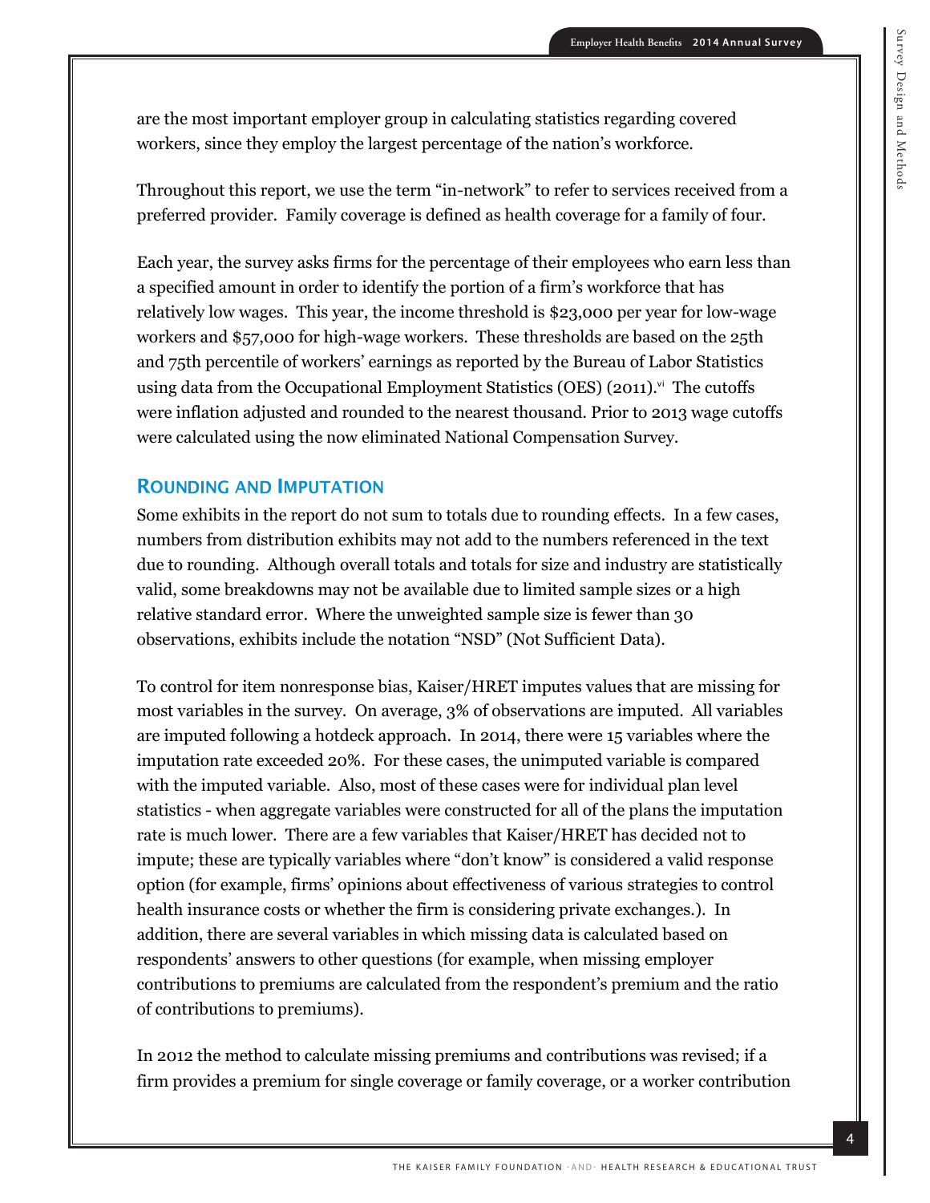are the most important employer group in calculating statistics regarding covered workers, since they employ the largest percentage of the nation's workforce.

Throughout this report, we use the term "in-network" to refer to services received from a preferred provider. Family coverage is defined as health coverage for a family of four.

Each year, the survey asks firms for the percentage of their employees who earn less than a specified amount in order to identify the portion of a firm's workforce that has relatively low wages. This year, the income threshold is $23,000 per year for low-wage workers and $57,000 for high-wage workers. These thresholds are based on the 25th and 75th percentile of workers' earnings as reported by the Bureau of Labor Statistics using data from the Occupational Employment Statistics (OES) (2011).[vi] The cutoffs were inflation adjusted and rounded to the nearest thousand. Prior to 2013 wage cutoffs were calculated using the now eliminated National Compensation Survey.

## Rounding and Imputation

Some exhibits in the report do not sum to totals due to rounding effects. In a few cases, numbers from distribution exhibits may not add to the numbers referenced in the text due to rounding. Although overall totals and totals for size and industry are statistically valid, some breakdowns may not be available due to limited sample sizes or a high relative standard error. Where the unweighted sample size is fewer than 30 observations, exhibits include the notation "NSD" (Not Sufficient Data).

To control for item nonresponse bias, Kaiser/HRET imputes values that are missing for most variables in the survey. On average, 3% of observations are imputed. All variables are imputed following a hotdeck approach. In 2014, there were 15 variables where the imputation rate exceeded 20%. For these cases, the unimputed variable is compared with the imputed variable. Also, most of these cases were for individual plan level statistics - when aggregate variables were constructed for all of the plans the imputation rate is much lower. There are a few variables that Kaiser/HRET has decided not to impute; these are typically variables where "don't know" is considered a valid response option (for example, firms' opinions about effectiveness of various strategies to control health insurance costs or whether the firm is considering private exchanges.). In addition, there are several variables in which missing data is calculated based on respondents' answers to other questions (for example, when missing employer contributions to premiums are calculated from the respondent's premium and the ratio of contributions to premiums).

In 2012 the method to calculate missing premiums and contributions was revised; if a firm provides a premium for single coverage or family coverage, or a worker contribution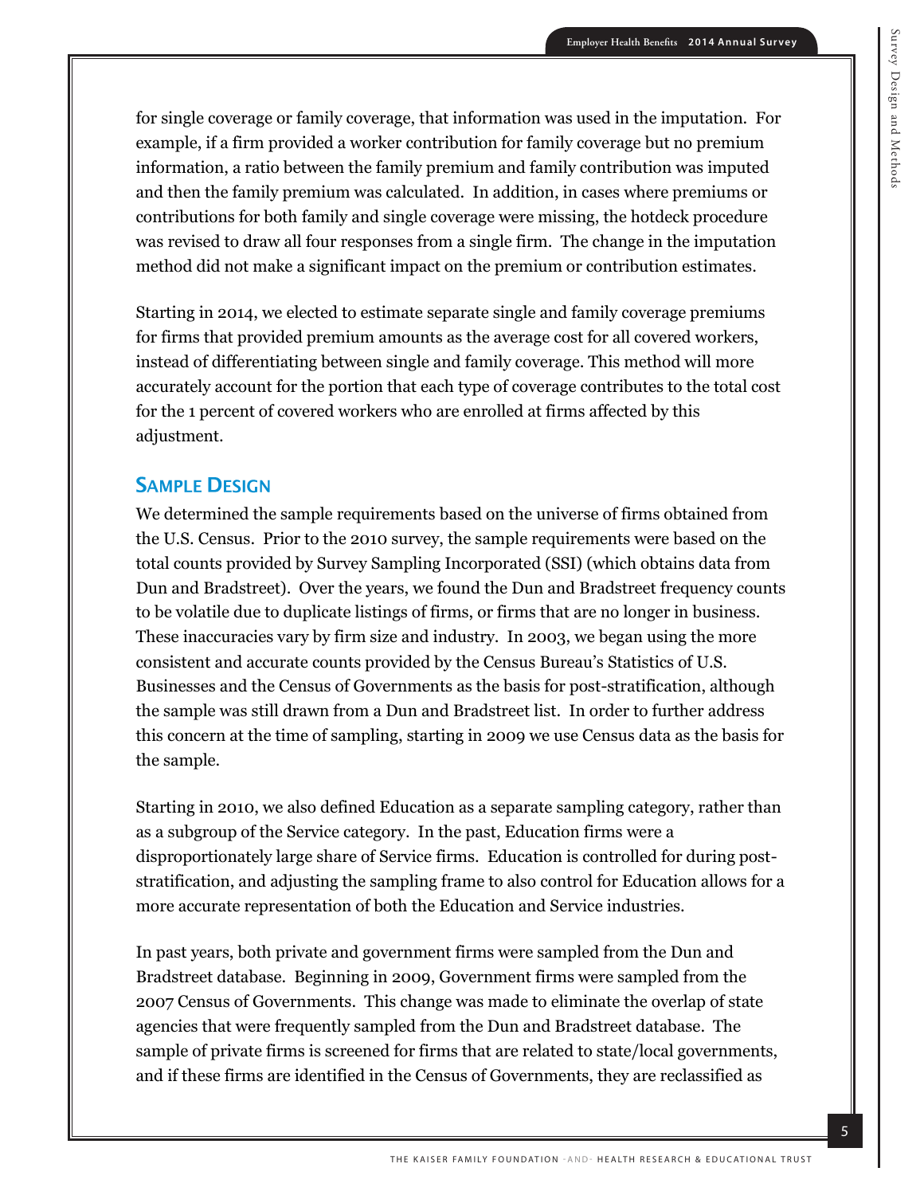for single coverage or family coverage, that information was used in the imputation. For example, if a firm provided a worker contribution for family coverage but no premium information, a ratio between the family premium and family contribution was imputed and then the family premium was calculated. In addition, in cases where premiums or contributions for both family and single coverage were missing, the hotdeck procedure was revised to draw all four responses from a single firm. The change in the imputation method did not make a significant impact on the premium or contribution estimates.

Starting in 2014, we elected to estimate separate single and family coverage premiums for firms that provided premium amounts as the average cost for all covered workers, instead of differentiating between single and family coverage. This method will more accurately account for the portion that each type of coverage contributes to the total cost for the 1 percent of covered workers who are enrolled at firms affected by this adjustment.

## Sample Design

We determined the sample requirements based on the universe of firms obtained from the U.S. Census. Prior to the 2010 survey, the sample requirements were based on the total counts provided by Survey Sampling Incorporated (SSI) (which obtains data from Dun and Bradstreet). Over the years, we found the Dun and Bradstreet frequency counts to be volatile due to duplicate listings of firms, or firms that are no longer in business. These inaccuracies vary by firm size and industry. In 2003, we began using the more consistent and accurate counts provided by the Census Bureau's Statistics of U.S. Businesses and the Census of Governments as the basis for post-stratification, although the sample was still drawn from a Dun and Bradstreet list. In order to further address this concern at the time of sampling, starting in 2009 we use Census data as the basis for the sample.

Starting in 2010, we also defined Education as a separate sampling category, rather than as a subgroup of the Service category. In the past, Education firms were a disproportionately large share of Service firms. Education is controlled for during post-stratification, and adjusting the sampling frame to also control for Education allows for a more accurate representation of both the Education and Service industries.

In past years, both private and government firms were sampled from the Dun and Bradstreet database. Beginning in 2009, Government firms were sampled from the 2007 Census of Governments. This change was made to eliminate the overlap of state agencies that were frequently sampled from the Dun and Bradstreet database. The sample of private firms is screened for firms that are related to state/local governments, and if these firms are identified in the Census of Governments, they are reclassified as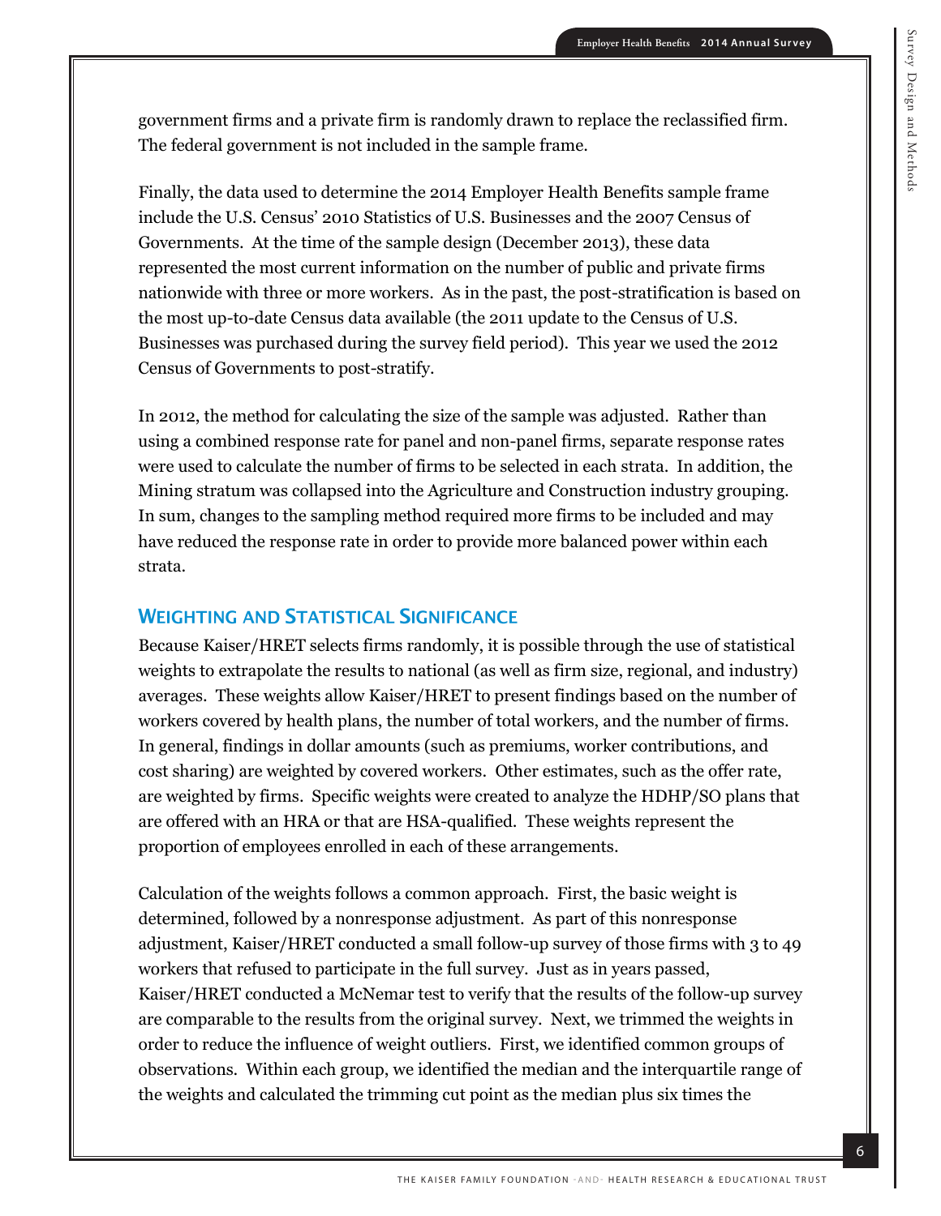government firms and a private firm is randomly drawn to replace the reclassified firm. The federal government is not included in the sample frame.

Finally, the data used to determine the 2014 Employer Health Benefits sample frame include the U.S. Census' 2010 Statistics of U.S. Businesses and the 2007 Census of Governments. At the time of the sample design (December 2013), these data represented the most current information on the number of public and private firms nationwide with three or more workers. As in the past, the post-stratification is based on the most up-to-date Census data available (the 2011 update to the Census of U.S. Businesses was purchased during the survey field period). This year we used the 2012 Census of Governments to post-stratify.

In 2012, the method for calculating the size of the sample was adjusted. Rather than using a combined response rate for panel and non-panel firms, separate response rates were used to calculate the number of firms to be selected in each strata. In addition, the Mining stratum was collapsed into the Agriculture and Construction industry grouping. In sum, changes to the sampling method required more firms to be included and may have reduced the response rate in order to provide more balanced power within each strata.

## Weighting and Statistical Significance

Because Kaiser/HRET selects firms randomly, it is possible through the use of statistical weights to extrapolate the results to national (as well as firm size, regional, and industry) averages. These weights allow Kaiser/HRET to present findings based on the number of workers covered by health plans, the number of total workers, and the number of firms. In general, findings in dollar amounts (such as premiums, worker contributions, and cost sharing) are weighted by covered workers. Other estimates, such as the offer rate, are weighted by firms. Specific weights were created to analyze the HDHP/SO plans that are offered with an HRA or that are HSA-qualified. These weights represent the proportion of employees enrolled in each of these arrangements.

Calculation of the weights follows a common approach. First, the basic weight is determined, followed by a nonresponse adjustment. As part of this nonresponse adjustment, Kaiser/HRET conducted a small follow-up survey of those firms with 3 to 49 workers that refused to participate in the full survey. Just as in years passed, Kaiser/HRET conducted a McNemar test to verify that the results of the follow-up survey are comparable to the results from the original survey. Next, we trimmed the weights in order to reduce the influence of weight outliers. First, we identified common groups of observations. Within each group, we identified the median and the interquartile range of the weights and calculated the trimming cut point as the median plus six times the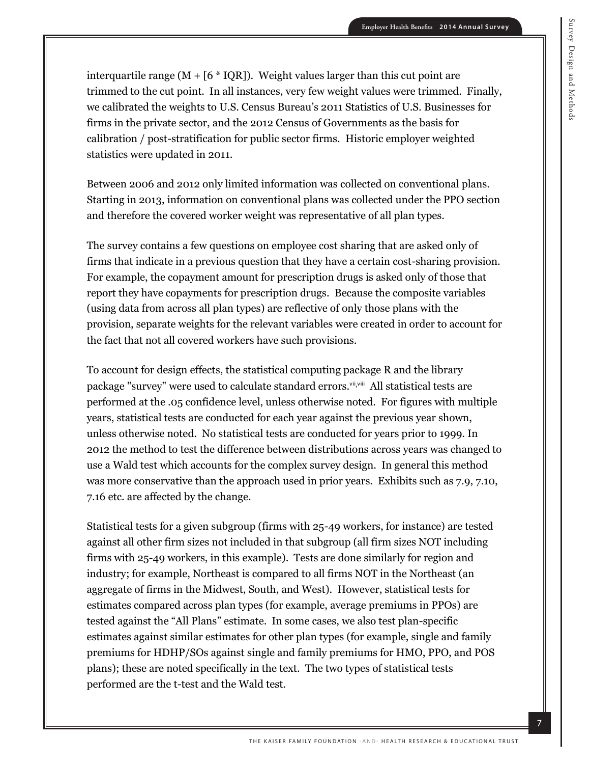interquartile range (M + [6 * IQR]). Weight values larger than this cut point are trimmed to the cut point. In all instances, very few weight values were trimmed. Finally, we calibrated the weights to U.S. Census Bureau's 2011 Statistics of U.S. Businesses for firms in the private sector, and the 2012 Census of Governments as the basis for calibration / post-stratification for public sector firms. Historic employer weighted statistics were updated in 2011.

Between 2006 and 2012 only limited information was collected on conventional plans. Starting in 2013, information on conventional plans was collected under the PPO section and therefore the covered worker weight was representative of all plan types.

The survey contains a few questions on employee cost sharing that are asked only of firms that indicate in a previous question that they have a certain cost-sharing provision. For example, the copayment amount for prescription drugs is asked only of those that report they have copayments for prescription drugs. Because the composite variables (using data from across all plan types) are reflective of only those plans with the provision, separate weights for the relevant variables were created in order to account for the fact that not all covered workers have such provisions.

To account for design effects, the statistical computing package R and the library package "survey" were used to calculate standard errors.[vii,viii] All statistical tests are performed at the .05 confidence level, unless otherwise noted. For figures with multiple years, statistical tests are conducted for each year against the previous year shown, unless otherwise noted. No statistical tests are conducted for years prior to 1999. In 2012 the method to test the difference between distributions across years was changed to use a Wald test which accounts for the complex survey design. In general this method was more conservative than the approach used in prior years. Exhibits such as 7.9, 7.10, 7.16 etc. are affected by the change.

Statistical tests for a given subgroup (firms with 25-49 workers, for instance) are tested against all other firm sizes not included in that subgroup (all firm sizes NOT including firms with 25-49 workers, in this example). Tests are done similarly for region and industry; for example, Northeast is compared to all firms NOT in the Northeast (an aggregate of firms in the Midwest, South, and West). However, statistical tests for estimates compared across plan types (for example, average premiums in PPOs) are tested against the "All Plans" estimate. In some cases, we also test plan-specific estimates against similar estimates for other plan types (for example, single and family premiums for HDHP/SOs against single and family premiums for HMO, PPO, and POS plans); these are noted specifically in the text. The two types of statistical tests performed are the t-test and the Wald test.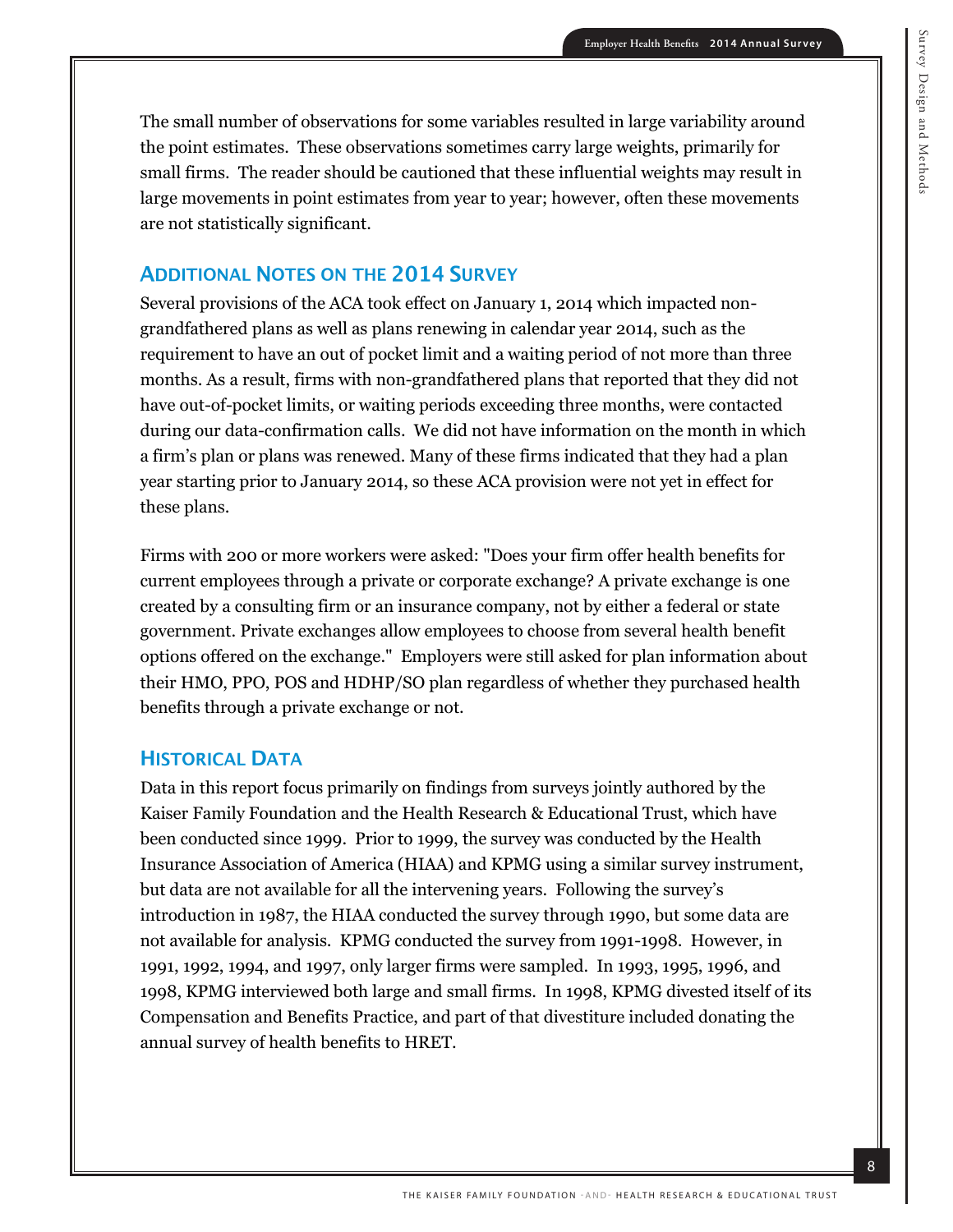The small number of observations for some variables resulted in large variability around the point estimates. These observations sometimes carry large weights, primarily for small firms. The reader should be cautioned that these influential weights may result in large movements in point estimates from year to year; however, often these movements are not statistically significant.

## ADDITIONAL NOTES ON THE 2014 SURVEY

Several provisions of the ACA took effect on January 1, 2014 which impacted non-grandfathered plans as well as plans renewing in calendar year 2014, such as the requirement to have an out of pocket limit and a waiting period of not more than three months. As a result, firms with non-grandfathered plans that reported that they did not have out-of-pocket limits, or waiting periods exceeding three months, were contacted during our data-confirmation calls. We did not have information on the month in which a firm's plan or plans was renewed. Many of these firms indicated that they had a plan year starting prior to January 2014, so these ACA provision were not yet in effect for these plans.

Firms with 200 or more workers were asked: "Does your firm offer health benefits for current employees through a private or corporate exchange? A private exchange is one created by a consulting firm or an insurance company, not by either a federal or state government. Private exchanges allow employees to choose from several health benefit options offered on the exchange." Employers were still asked for plan information about their HMO, PPO, POS and HDHP/SO plan regardless of whether they purchased health benefits through a private exchange or not.

## HISTORICAL DATA

Data in this report focus primarily on findings from surveys jointly authored by the Kaiser Family Foundation and the Health Research & Educational Trust, which have been conducted since 1999. Prior to 1999, the survey was conducted by the Health Insurance Association of America (HIAA) and KPMG using a similar survey instrument, but data are not available for all the intervening years. Following the survey's introduction in 1987, the HIAA conducted the survey through 1990, but some data are not available for analysis. KPMG conducted the survey from 1991-1998. However, in 1991, 1992, 1994, and 1997, only larger firms were sampled. In 1993, 1995, 1996, and 1998, KPMG interviewed both large and small firms. In 1998, KPMG divested itself of its Compensation and Benefits Practice, and part of that divestiture included donating the annual survey of health benefits to HRET.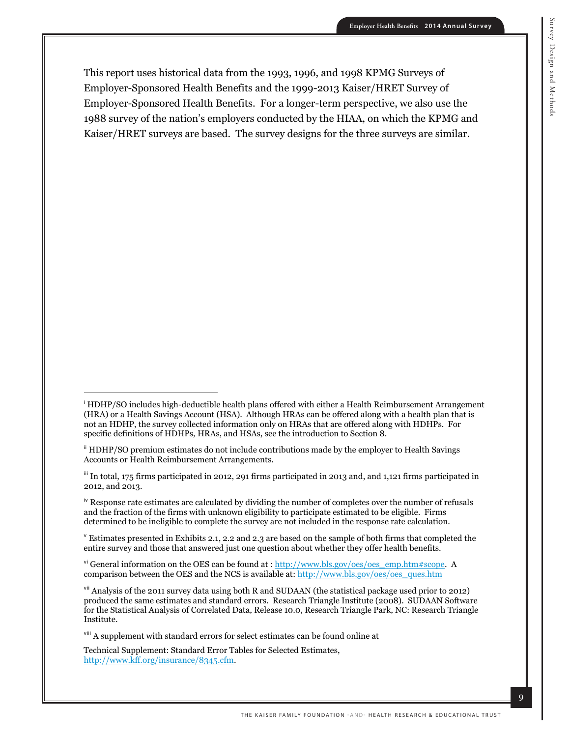This report uses historical data from the 1993, 1996, and 1998 KPMG Surveys of Employer-Sponsored Health Benefits and the 1999-2013 Kaiser/HRET Survey of Employer-Sponsored Health Benefits. For a longer-term perspective, we also use the 1988 survey of the nation's employers conducted by the HIAA, on which the KPMG and Kaiser/HRET surveys are based. The survey designs for the three surveys are similar.

---

[i] HDHP/SO includes high-deductible health plans offered with either a Health Reimbursement Arrangement (HRA) or a Health Savings Account (HSA). Although HRAs can be offered along with a health plan that is not an HDHP, the survey collected information only on HRAs that are offered along with HDHPs. For specific definitions of HDHPs, HRAs, and HSAs, see the introduction to Section 8.

[ii] HDHP/SO premium estimates do not include contributions made by the employer to Health Savings Accounts or Health Reimbursement Arrangements.

[iii] In total, 175 firms participated in 2012, 291 firms participated in 2013 and, and 1,121 firms participated in 2012, and 2013.

[iv] Response rate estimates are calculated by dividing the number of completes over the number of refusals and the fraction of the firms with unknown eligibility to participate estimated to be eligible. Firms determined to be ineligible to complete the survey are not included in the response rate calculation.

[v] Estimates presented in Exhibits 2.1, 2.2 and 2.3 are based on the sample of both firms that completed the entire survey and those that answered just one question about whether they offer health benefits.

[vi] General information on the OES can be found at : http://www.bls.gov/oes/oes_emp.htm#scope. A comparison between the OES and the NCS is available at: http://www.bls.gov/oes/oes_ques.htm

[vii] Analysis of the 2011 survey data using both R and SUDAAN (the statistical package used prior to 2012) produced the same estimates and standard errors. Research Triangle Institute (2008). SUDAAN Software for the Statistical Analysis of Correlated Data, Release 10.0, Research Triangle Park, NC: Research Triangle Institute.

[viii] A supplement with standard errors for select estimates can be found online at

Technical Supplement: Standard Error Tables for Selected Estimates, http://www.kff.org/insurance/8345.cfm.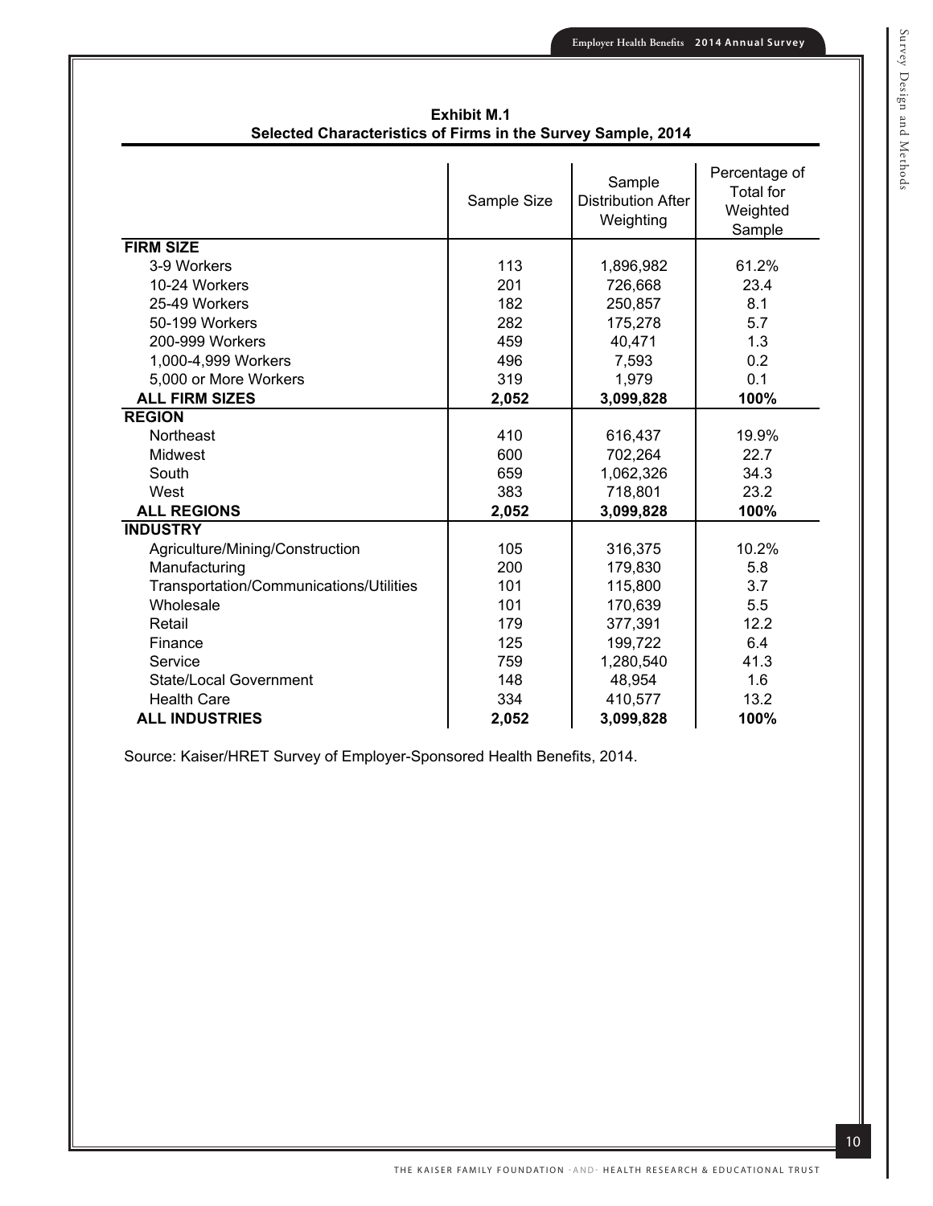**Exhibit M.1**
**Selected Characteristics of Firms in the Survey Sample, 2014**

| | Sample Size | Sample Distribution After Weighting | Percentage of Total for Weighted Sample |
|---|---|---|---|
| **FIRM SIZE** | | | |
| 3-9 Workers | 113 | 1,896,982 | 61.2% |
| 10-24 Workers | 201 | 726,668 | 23.4 |
| 25-49 Workers | 182 | 250,857 | 8.1 |
| 50-199 Workers | 282 | 175,278 | 5.7 |
| 200-999 Workers | 459 | 40,471 | 1.3 |
| 1,000-4,999 Workers | 496 | 7,593 | 0.2 |
| 5,000 or More Workers | 319 | 1,979 | 0.1 |
| **ALL FIRM SIZES** | **2,052** | **3,099,828** | **100%** |
| **REGION** | | | |
| Northeast | 410 | 616,437 | 19.9% |
| Midwest | 600 | 702,264 | 22.7 |
| South | 659 | 1,062,326 | 34.3 |
| West | 383 | 718,801 | 23.2 |
| **ALL REGIONS** | **2,052** | **3,099,828** | **100%** |
| **INDUSTRY** | | | |
| Agriculture/Mining/Construction | 105 | 316,375 | 10.2% |
| Manufacturing | 200 | 179,830 | 5.8 |
| Transportation/Communications/Utilities | 101 | 115,800 | 3.7 |
| Wholesale | 101 | 170,639 | 5.5 |
| Retail | 179 | 377,391 | 12.2 |
| Finance | 125 | 199,722 | 6.4 |
| Service | 759 | 1,280,540 | 41.3 |
| State/Local Government | 148 | 48,954 | 1.6 |
| Health Care | 334 | 410,577 | 13.2 |
| **ALL INDUSTRIES** | **2,052** | **3,099,828** | **100%** |

Source: Kaiser/HRET Survey of Employer-Sponsored Health Benefits, 2014.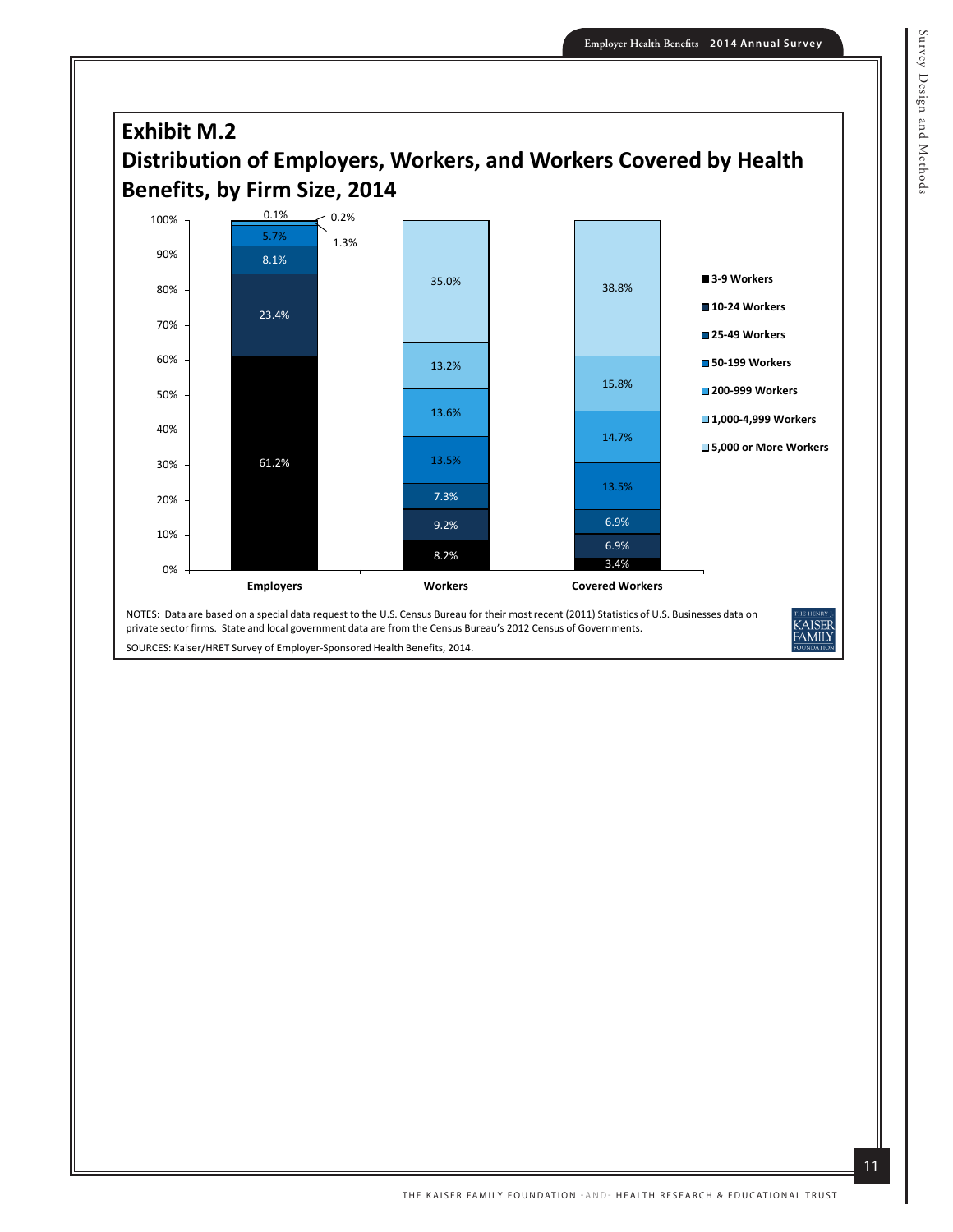## Exhibit M.2

## Distribution of Employers, Workers, and Workers Covered by Health Benefits, by Firm Size, 2014

| Firm Size | Employers | Workers | Covered Workers |
|---|---|---|---|
| 3-9 Workers | 61.2% | 8.2% | 3.4% |
| 10-24 Workers | 23.4% | 9.2% | 6.9% |
| 25-49 Workers | 8.1% | 7.3% | 6.9% |
| 50-199 Workers | 5.7% | 13.5% | 13.5% |
| 200-999 Workers | 1.3% | 13.6% | 14.7% |
| 1,000-4,999 Workers | 0.2% | 13.2% | 15.8% |
| 5,000 or More Workers | 0.1% | 35.0% | 38.8% |

NOTES: Data are based on a special data request to the U.S. Census Bureau for their most recent (2011) Statistics of U.S. Businesses data on private sector firms. State and local government data are from the Census Bureau's 2012 Census of Governments.

SOURCES: Kaiser/HRET Survey of Employer-Sponsored Health Benefits, 2014.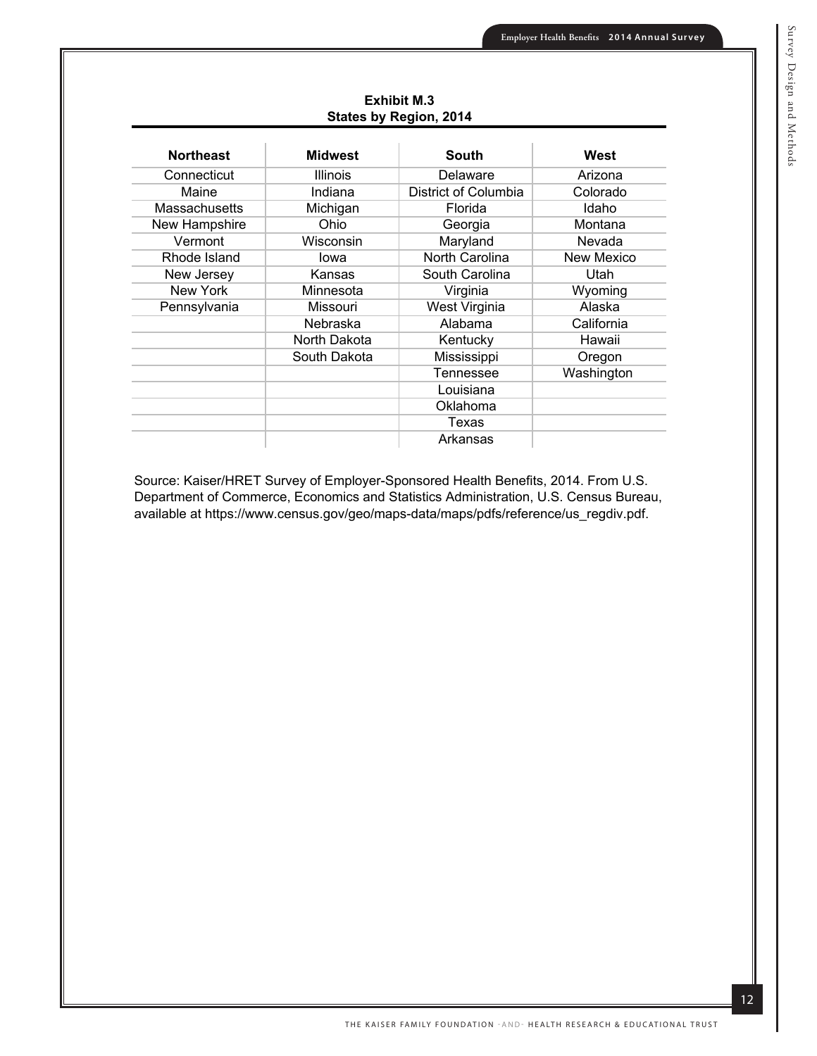**Exhibit M.3**
**States by Region, 2014**

| Northeast | Midwest | South | West |
|---|---|---|---|
| Connecticut | Illinois | Delaware | Arizona |
| Maine | Indiana | District of Columbia | Colorado |
| Massachusetts | Michigan | Florida | Idaho |
| New Hampshire | Ohio | Georgia | Montana |
| Vermont | Wisconsin | Maryland | Nevada |
| Rhode Island | Iowa | North Carolina | New Mexico |
| New Jersey | Kansas | South Carolina | Utah |
| New York | Minnesota | Virginia | Wyoming |
| Pennsylvania | Missouri | West Virginia | Alaska |
| | Nebraska | Alabama | California |
| | North Dakota | Kentucky | Hawaii |
| | South Dakota | Mississippi | Oregon |
| | | Tennessee | Washington |
| | | Louisiana | |
| | | Oklahoma | |
| | | Texas | |
| | | Arkansas | |

Source: Kaiser/HRET Survey of Employer-Sponsored Health Benefits, 2014. From U.S. Department of Commerce, Economics and Statistics Administration, U.S. Census Bureau, available at https://www.census.gov/geo/maps-data/maps/pdfs/reference/us_regdiv.pdf.